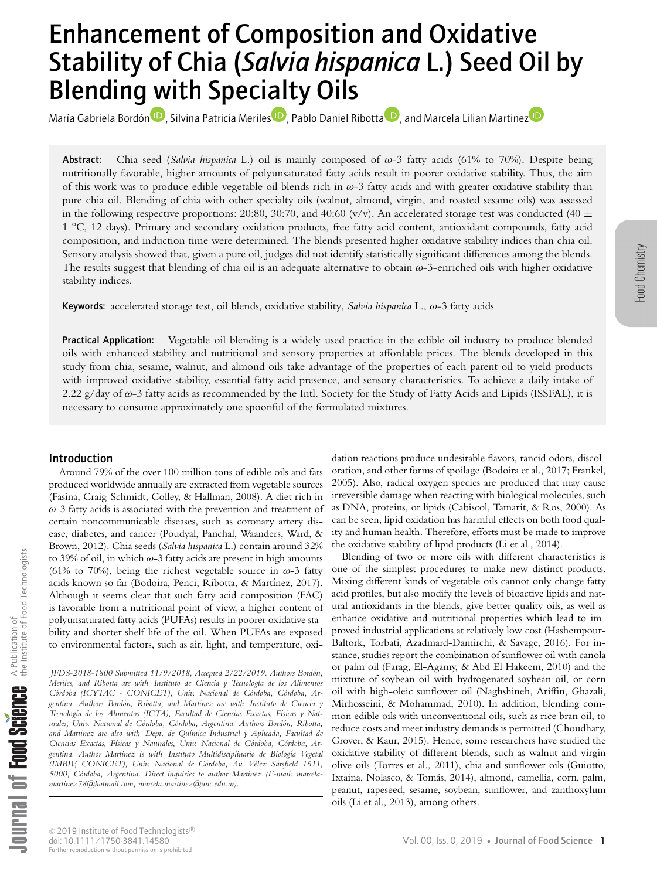# Enhancement of Composition and Oxidative Stability of Chia (*Salvia hispanica* L.) Seed Oil by Blending with Specialty Oils

María Gabriela Bordón, Silvina Patricia Meriles, Pablo Daniel Ribotta, and Marcela Lilian Martinez

**Abstract:** Chia seed (*Salvia hispanica* L.) oil is mainly composed of $\omega$-3 fatty acids (61% to 70%). Despite being nutritionally favorable, higher amounts of polyunsaturated fatty acids result in poorer oxidative stability. Thus, the aim of this work was to produce edible vegetable oil blends rich in $\omega$-3 fatty acids and with greater oxidative stability than pure chia oil. Blending of chia with other specialty oils (walnut, almond, virgin, and roasted sesame oils) was assessed in the following respective proportions: 20:80, 30:70, and 40:60 (v/v). An accelerated storage test was conducted (40 ± 1 °C, 12 days). Primary and secondary oxidation products, free fatty acid content, antioxidant compounds, fatty acid composition, and induction time were determined. The blends presented higher oxidative stability indices than chia oil. Sensory analysis showed that, given a pure oil, judges did not identify statistically significant differences among the blends. The results suggest that blending of chia oil is an adequate alternative to obtain $\omega$-3-enriched oils with higher oxidative stability indices.

**Keywords:** accelerated storage test, oil blends, oxidative stability, *Salvia hispanica* L., $\omega$-3 fatty acids

**Practical Application:** Vegetable oil blending is a widely used practice in the edible oil industry to produce blended oils with enhanced stability and nutritional and sensory properties at affordable prices. The blends developed in this study from chia, sesame, walnut, and almond oils take advantage of the properties of each parent oil to yield products with improved oxidative stability, essential fatty acid presence, and sensory characteristics. To achieve a daily intake of 2.22 g/day of $\omega$-3 fatty acids as recommended by the Intl. Society for the Study of Fatty Acids and Lipids (ISSFAL), it is necessary to consume approximately one spoonful of the formulated mixtures.

## Introduction

Around 79% of the over 100 million tons of edible oils and fats produced worldwide annually are extracted from vegetable sources (Fasina, Craig-Schmidt, Colley, & Hallman, 2008). A diet rich in $\omega$-3 fatty acids is associated with the prevention and treatment of certain noncommunicable diseases, such as coronary artery disease, diabetes, and cancer (Poudyal, Panchal, Waanders, Ward, & Brown, 2012). Chia seeds (*Salvia hispanica* L.) contain around 32% to 39% of oil, in which $\omega$-3 fatty acids are present in high amounts (61% to 70%), being the richest vegetable source in $\omega$-3 fatty acids known so far (Bodoira, Penci, Ribotta, & Martínez, 2017). Although it seems clear that such fatty acid composition (FAC) is favorable from a nutritional point of view, a higher content of polyunsaturated fatty acids (PUFAs) results in poorer oxidative stability and shorter shelf-life of the oil. When PUFAs are exposed to environmental factors, such as air, light, and temperature, oxidation reactions produce undesirable flavors, rancid odors, discoloration, and other forms of spoilage (Bodoira et al., 2017; Frankel, 2005). Also, radical oxygen species are produced that may cause irreversible damage when reacting with biological molecules, such as DNA, proteins, or lipids (Cabiscol, Tamarit, & Ros, 2000). As can be seen, lipid oxidation has harmful effects on both food quality and human health. Therefore, efforts must be made to improve the oxidative stability of lipid products (Li et al., 2014).

Blending of two or more oils with different characteristics is one of the simplest procedures to make new distinct products. Mixing different kinds of vegetable oils cannot only change fatty acid profiles, but also modify the levels of bioactive lipids and natural antioxidants in the blends, give better quality oils, as well as enhance oxidative and nutritional properties which lead to improved industrial applications at relatively low cost (Hashempour-Baltork, Torbati, Azadmard-Damirchi, & Savage, 2016). For instance, studies report the combination of sunflower oil with canola or palm oil (Farag, El-Agamy, & Abd El Hakeem, 2010) and the mixture of soybean oil with hydrogenated soybean oil, or corn oil with high-oleic sunflower oil (Naghshineh, Ariffin, Ghazali, Mirhosseini, & Mohammad, 2010). In addition, blending common edible oils with unconventional oils, such as rice bran oil, to reduce costs and meet industry demands is permitted (Choudhary, Grover, & Kaur, 2015). Hence, some researchers have studied the oxidative stability of different blends, such as walnut and virgin olive oils (Torres et al., 2011), chia and sunflower oils (Guiotto, Ixtaina, Nolasco, & Tomás, 2014), almond, camellia, corn, palm, peanut, rapeseed, sesame, soybean, sunflower, and zanthoxylum oils (Li et al., 2013), among others.

*JFDS-2018-1800 Submitted 11/9/2018, Accepted 2/22/2019. Authors Bordón, Meriles, and Ribotta are with Instituto de Ciencia y Tecnología de los Alimentos Córdoba (ICYTAC - CONICET), Univ. Nacional de Córdoba, Córdoba, Argentina. Authors Bordón, Ribotta, and Martinez are with Instituto de Ciencia y Tecnología de los Alimentos (ICTA), Facultad de Ciencias Exactas, Físicas y Naturales, Univ. Nacional de Córdoba, Córdoba, Argentina. Authors Bordón, Ribotta, and Martinez are also with Dept. de Química Industrial y Aplicada, Facultad de Ciencias Exactas, Físicas y Naturales, Univ. Nacional de Córdoba, Córdoba, Argentina. Author Martinez is with Instituto Multidisciplinario de Biología Vegetal (IMBIV, CONICET), Univ. Nacional de Córdoba, Av. Vélez Sársfield 1611, 5000, Córdoba, Argentina. Direct inquiries to author Martinez (E-mail: marcela-martinez78@hotmail.com, marcela.martinez@unc.edu.ar).*

© 2019 Institute of Food Technologists®
doi: 10.1111/1750-3841.14580
Further reproduction without permission is prohibited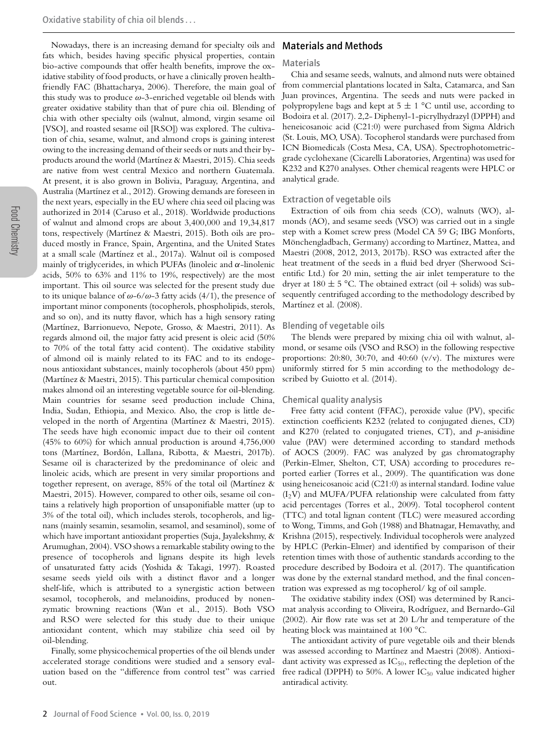Nowadays, there is an increasing demand for specialty oils and fats which, besides having specific physical properties, contain bio-active compounds that offer health benefits, improve the oxidative stability of food products, or have a clinically proven health-friendly FAC (Bhattacharya, 2006). Therefore, the main goal of this study was to produce $\omega$-3-enriched vegetable oil blends with greater oxidative stability than that of pure chia oil. Blending of chia with other specialty oils (walnut, almond, virgin sesame oil [VSO], and roasted sesame oil [RSO]) was explored. The cultivation of chia, sesame, walnut, and almond crops is gaining interest owing to the increasing demand of their seeds or nuts and their by-products around the world (Martínez & Maestri, 2015). Chia seeds are native from west central Mexico and northern Guatemala. At present, it is also grown in Bolivia, Paraguay, Argentina, and Australia (Martínez et al., 2012). Growing demands are foreseen in the next years, especially in the EU where chia seed oil placing was authorized in 2014 (Caruso et al., 2018). Worldwide productions of walnut and almond crops are about 3,400,000 and 19,34,817 tons, respectively (Martínez & Maestri, 2015). Both oils are produced mostly in France, Spain, Argentina, and the United States at a small scale (Martínez et al., 2017a). Walnut oil is composed mainly of triglycerides, in which PUFAs (linoleic and $\alpha$-linolenic acids, 50% to 63% and 11% to 19%, respectively) are the most important. This oil source was selected for the present study due to its unique balance of $\omega$-6/$\omega$-3 fatty acids (4/1), the presence of important minor components (tocopherols, phospholipids, sterols, and so on), and its nutty flavor, which has a high sensory rating (Martínez, Barrionuevo, Nepote, Grosso, & Maestri, 2011). As regards almond oil, the major fatty acid present is oleic acid (50% to 70% of the total fatty acid content). The oxidative stability of almond oil is mainly related to its FAC and to its endogenous antioxidant substances, mainly tocopherols (about 450 ppm) (Martínez & Maestri, 2015). This particular chemical composition makes almond oil an interesting vegetable source for oil-blending. Main countries for sesame seed production include China, India, Sudan, Ethiopia, and Mexico. Also, the crop is little developed in the north of Argentina (Martínez & Maestri, 2015). The seeds have high economic impact due to their oil content (45% to 60%) for which annual production is around 4,756,000 tons (Martínez, Bordón, Lallana, Ribotta, & Maestri, 2017b). Sesame oil is characterized by the predominance of oleic and linoleic acids, which are present in very similar proportions and together represent, on average, 85% of the total oil (Martínez & Maestri, 2015). However, compared to other oils, sesame oil contains a relatively high proportion of unsaponifiable matter (up to 3% of the total oil), which includes sterols, tocopherols, and lignans (mainly sesamin, sesamolin, sesamol, and sesaminol), some of which have important antioxidant properties (Suja, Jayalekshmy, & Arumughan, 2004). VSO shows a remarkable stability owing to the presence of tocopherols and lignans despite its high levels of unsaturated fatty acids (Yoshida & Takagi, 1997). Roasted sesame seeds yield oils with a distinct flavor and a longer shelf-life, which is attributed to a synergistic action between sesamol, tocopherols, and melanoidins, produced by nonenzymatic browning reactions (Wan et al., 2015). Both VSO and RSO were selected for this study due to their unique antioxidant content, which may stabilize chia seed oil by oil-blending.

Finally, some physicochemical properties of the oil blends under accelerated storage conditions were studied and a sensory evaluation based on the "difference from control test" was carried out.

## Materials and Methods

### Materials

Chia and sesame seeds, walnuts, and almond nuts were obtained from commercial plantations located in Salta, Catamarca, and San Juan provinces, Argentina. The seeds and nuts were packed in polypropylene bags and kept at $5 \pm 1$ °C until use, according to Bodoira et al. (2017). 2,2- Diphenyl-1-picrylhydrazyl (DPPH) and heneicosanoic acid (C21:0) were purchased from Sigma Aldrich (St. Louis, MO, USA). Tocopherol standards were purchased from ICN Biomedicals (Costa Mesa, CA, USA). Spectrophotometric-grade cyclohexane (Cicarelli Laboratories, Argentina) was used for K232 and K270 analyses. Other chemical reagents were HPLC or analytical grade.

### Extraction of vegetable oils

Extraction of oils from chia seeds (CO), walnuts (WO), almonds (AO), and sesame seeds (VSO) was carried out in a single step with a Komet screw press (Model CA 59 G; IBG Monforts, Mönchengladbach, Germany) according to Martínez, Mattea, and Maestri (2008, 2012, 2013, 2017b). RSO was extracted after the heat treatment of the seeds in a fluid bed dryer (Sherwood Scientific Ltd.) for 20 min, setting the air inlet temperature to the dryer at $180 \pm 5$ °C. The obtained extract (oil + solids) was subsequently centrifuged according to the methodology described by Martínez et al. (2008).

### Blending of vegetable oils

The blends were prepared by mixing chia oil with walnut, almond, or sesame oils (VSO and RSO) in the following respective proportions: 20:80, 30:70, and 40:60 (v/v). The mixtures were uniformly stirred for 5 min according to the methodology described by Guiotto et al. (2014).

### Chemical quality analysis

Free fatty acid content (FFAC), peroxide value (PV), specific extinction coefficients K232 (related to conjugated dienes, CD) and K270 (related to conjugated trienes, CT), and *p*-anisidine value (PAV) were determined according to standard methods of AOCS (2009). FAC was analyzed by gas chromatography (Perkin-Elmer, Shelton, CT, USA) according to procedures reported earlier (Torres et al., 2009). The quantification was done using heneicosanoic acid (C21:0) as internal standard. Iodine value ($I_2V$) and MUFA/PUFA relationship were calculated from fatty acid percentages (Torres et al., 2009). Total tocopherol content (TTC) and total lignan content (TLC) were measured according to Wong, Timms, and Goh (1988) and Bhatnagar, Hemavathy, and Krishna (2015), respectively. Individual tocopherols were analyzed by HPLC (Perkin-Elmer) and identified by comparison of their retention times with those of authentic standards according to the procedure described by Bodoira et al. (2017). The quantification was done by the external standard method, and the final concentration was expressed as mg tocopherol/ kg of oil sample.

The oxidative stability index (OSI) was determined by Rancimat analysis according to Oliveira, Rodríguez, and Bernardo-Gil (2002). Air flow rate was set at 20 L/hr and temperature of the heating block was maintained at 100 °C.

The antioxidant activity of pure vegetable oils and their blends was assessed according to Martínez and Maestri (2008). Antioxidant activity was expressed as $IC_{50}$, reflecting the depletion of the free radical (DPPH) to 50%. A lower $IC_{50}$ value indicated higher antiradical activity.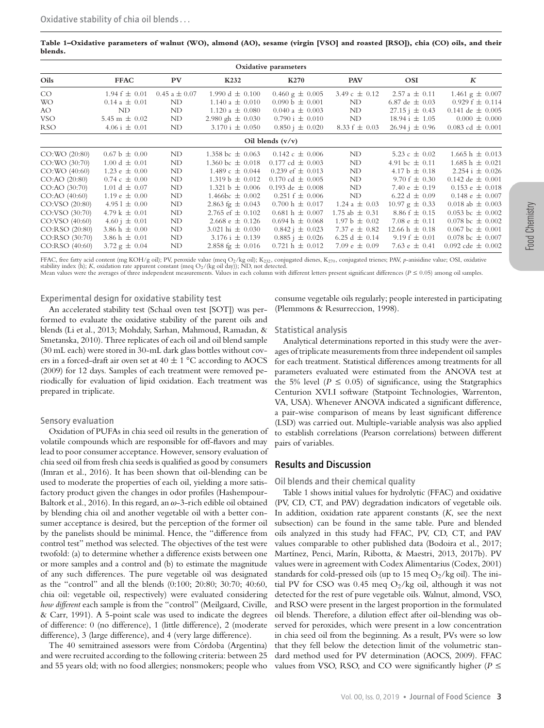**Table 1–Oxidative parameters of walnut (WO), almond (AO), sesame (virgin [VSO] and roasted [RSO]), chia (CO) oils, and their blends.**

| Oils | Oxidative parameters | | | | | | |
|---|---|---|---|---|---|---|---|
| | FFAC | PV | K232 | K270 | PAV | OSI | *K* |
| CO | 1.94 f ± 0.01 | 0.45 a ± 0.07 | 1.990 d ± 0.100 | 0.460 g ± 0.005 | 3.49 c ± 0.12 | 2.57 a ± 0.11 | 1.461 g ± 0.007 |
| WO | 0.14 a ± 0.01 | ND | 1.140 a ± 0.010 | 0.090 b ± 0.001 | ND | 6.87 de ± 0.03 | 0.929 f ± 0.114 |
| AO | ND | ND | 1.120 a ± 0.080 | 0.040 a ± 0.003 | ND | 27.15 j ± 0.43 | 0.141 de ± 0.005 |
| VSO | 5.45 m ± 0.02 | ND | 2.980 gh ± 0.030 | 0.790 i ± 0.010 | ND | 18.94 i ± 1.05 | 0.000 ± 0.000 |
| RSO | 4.06 i ± 0.01 | ND | 3.170 i ± 0.050 | 0.850 j ± 0.020 | 8.33 f ± 0.03 | 26.94 j ± 0.96 | 0.083 cd ± 0.001 |
| **Oil blends (v/v)** | | | | | | | |
| CO:WO (20:80) | 0.67 b ± 0.00 | ND | 1.358 bc ± 0.063 | 0.142 c ± 0.006 | ND | 5.23 c ± 0.02 | 1.665 h ± 0.013 |
| CO:WO (30:70) | 1.00 d ± 0.01 | ND | 1.360 bc ± 0.018 | 0.177 cd ± 0.003 | ND | 4.91 bc ± 0.11 | 1.685 h ± 0.021 |
| CO:WO (40:60) | 1.23 e ± 0.00 | ND | 1.489 c ± 0.044 | 0.239 ef ± 0.013 | ND | 4.17 b ± 0.18 | 2.254 i ± 0.026 |
| CO:AO (20:80) | 0.74 c ± 0.00 | ND | 1.319 b ± 0.012 | 0.170 cd ± 0.005 | ND | 9.70 f ± 0.30 | 0.142 de ± 0.001 |
| CO:AO (30:70) | 1.01 d ± 0.07 | ND | 1.321 b ± 0.006 | 0.193 de ± 0.008 | ND | 7.40 e ± 0.19 | 0.153 e ± 0.018 |
| CO:AO (40:60) | 1.19 e ± 0.00 | ND | 1.466bc ± 0.002 | 0.251 f ± 0.006 | ND | 6.22 d ± 0.09 | 0.148 e ± 0.007 |
| CO:VSO (20:80) | 4.95 l ± 0.00 | ND | 2.863 fg ± 0.043 | 0.700 h ± 0.017 | 1.24 a ± 0.03 | 10.97 g ± 0.33 | 0.018 ab ± 0.003 |
| CO:VSO (30:70) | 4.79 k ± 0.01 | ND | 2.765 ef ± 0.102 | 0.681 h ± 0.007 | 1.75 ab ± 0.31 | 8.86 f ± 0.15 | 0.053 bc ± 0.002 |
| CO:VSO (40:60) | 4.60 j ± 0.01 | ND | 2.668 e ± 0.126 | 0.694 h ± 0.068 | 1.97 b ± 0.02 | 7.08 e ± 0.11 | 0.078 bc ± 0.002 |
| CO:RSO (20:80) | 3.86 h ± 0.00 | ND | 3.021 hi ± 0.030 | 0.842 j ± 0.023 | 7.37 e ± 0.82 | 12.66 h ± 0.18 | 0.067 bc ± 0.001 |
| CO:RSO (30:70) | 3.86 h ± 0.01 | ND | 3.176 i ± 0.139 | 0.885 j ± 0.026 | 6.25 d ± 0.14 | 9.19 f ± 0.01 | 0.078 bc ± 0.007 |
| CO:RSO (40:60) | 3.72 g ± 0.04 | ND | 2.858 fg ± 0.016 | 0.721 h ± 0.012 | 7.09 e ± 0.09 | 7.63 e ± 0.41 | 0.092 cde ± 0.002 |

FFAC, free fatty acid content (mg KOH/g oil); PV, peroxide value (meq $O_2$/kg oil); $K_{232}$, conjugated dienes, $K_{270}$, conjugated trienes; PAV, *p*-anisidine value; OSI, oxidative stability index (h); *K*, oxidation rate apparent constant (meq $O_2$/(kg oil day)); ND, not detected.
Mean values were the averages of three independent measurements. Values in each column with different letters present significant differences ($P \leq 0.05$) among oil samples.

### Experimental design for oxidative stability test

An accelerated stability test (Schaal oven test [SOT]) was performed to evaluate the oxidative stability of the parent oils and blends (Li et al., 2013; Mohdaly, Sarhan, Mahmoud, Ramadan, & Smetanska, 2010). Three replicates of each oil and oil blend sample (30 mL each) were stored in 30-mL dark glass bottles without covers in a forced-draft air oven set at 40 ± 1 °C according to AOCS (2009) for 12 days. Samples of each treatment were removed periodically for evaluation of lipid oxidation. Each treatment was prepared in triplicate.

### Sensory evaluation

Oxidation of PUFAs in chia seed oil results in the generation of volatile compounds which are responsible for off-flavors and may lead to poor consumer acceptance. However, sensory evaluation of chia seed oil from fresh chia seeds is qualified as good by consumers (Imran et al., 2016). It has been shown that oil-blending can be used to moderate the properties of each oil, yielding a more satisfactory product given the changes in odor profiles (Hashempour-Baltork et al., 2016). In this regard, an ω-3-rich edible oil obtained by blending chia oil and another vegetable oil with a better consumer acceptance is desired, but the perception of the former oil by the panelists should be minimal. Hence, the "difference from control test" method was selected. The objectives of the test were twofold: (a) to determine whether a difference exists between one or more samples and a control and (b) to estimate the magnitude of any such differences. The pure vegetable oil was designated as the "control" and all the blends (0:100; 20:80; 30:70; 40:60, chia oil: vegetable oil, respectively) were evaluated considering *how different* each sample is from the "control" (Meilgaard, Civille, & Carr, 1991). A 5-point scale was used to indicate the degrees of difference: 0 (no difference), 1 (little difference), 2 (moderate difference), 3 (large difference), and 4 (very large difference).

The 40 semitrained assessors were from Córdoba (Argentina) and were recruited according to the following criteria: between 25 and 55 years old; with no food allergies; nonsmokers; people who consume vegetable oils regularly; people interested in participating (Plemmons & Resurreccion, 1998).

### Statistical analysis

Analytical determinations reported in this study were the averages of triplicate measurements from three independent oil samples for each treatment. Statistical differences among treatments for all parameters evaluated were estimated from the ANOVA test at the 5% level ($P \leq 0.05$) of significance, using the Statgraphics Centurion XVI.I software (Statpoint Technologies, Warrenton, VA, USA). Whenever ANOVA indicated a significant difference, a pair-wise comparison of means by least significant difference (LSD) was carried out. Multiple-variable analysis was also applied to establish correlations (Pearson correlations) between different pairs of variables.

## Results and Discussion

### Oil blends and their chemical quality

Table 1 shows initial values for hydrolytic (FFAC) and oxidative (PV, CD, CT, and PAV) degradation indicators of vegetable oils. In addition, oxidation rate apparent constants (*K*, see the next subsection) can be found in the same table. Pure and blended oils analyzed in this study had FFAC, PV, CD, CT, and PAV values comparable to other published data (Bodoira et al., 2017; Martínez, Penci, Marín, Ribotta, & Maestri, 2013, 2017b). PV values were in agreement with Codex Alimentarius (Codex, 2001) standards for cold-pressed oils (up to 15 meq $O_2$/kg oil). The initial PV for CSO was 0.45 meq $O_2$/kg oil, although it was not detected for the rest of pure vegetable oils. Walnut, almond, VSO, and RSO were present in the largest proportion in the formulated oil blends. Therefore, a dilution effect after oil-blending was observed for peroxides, which were present in a low concentration in chia seed oil from the beginning. As a result, PVs were so low that they fell below the detection limit of the volumetric standard method used for PV determination (AOCS, 2009). FFAC values from VSO, RSO, and CO were significantly higher ($P \leq$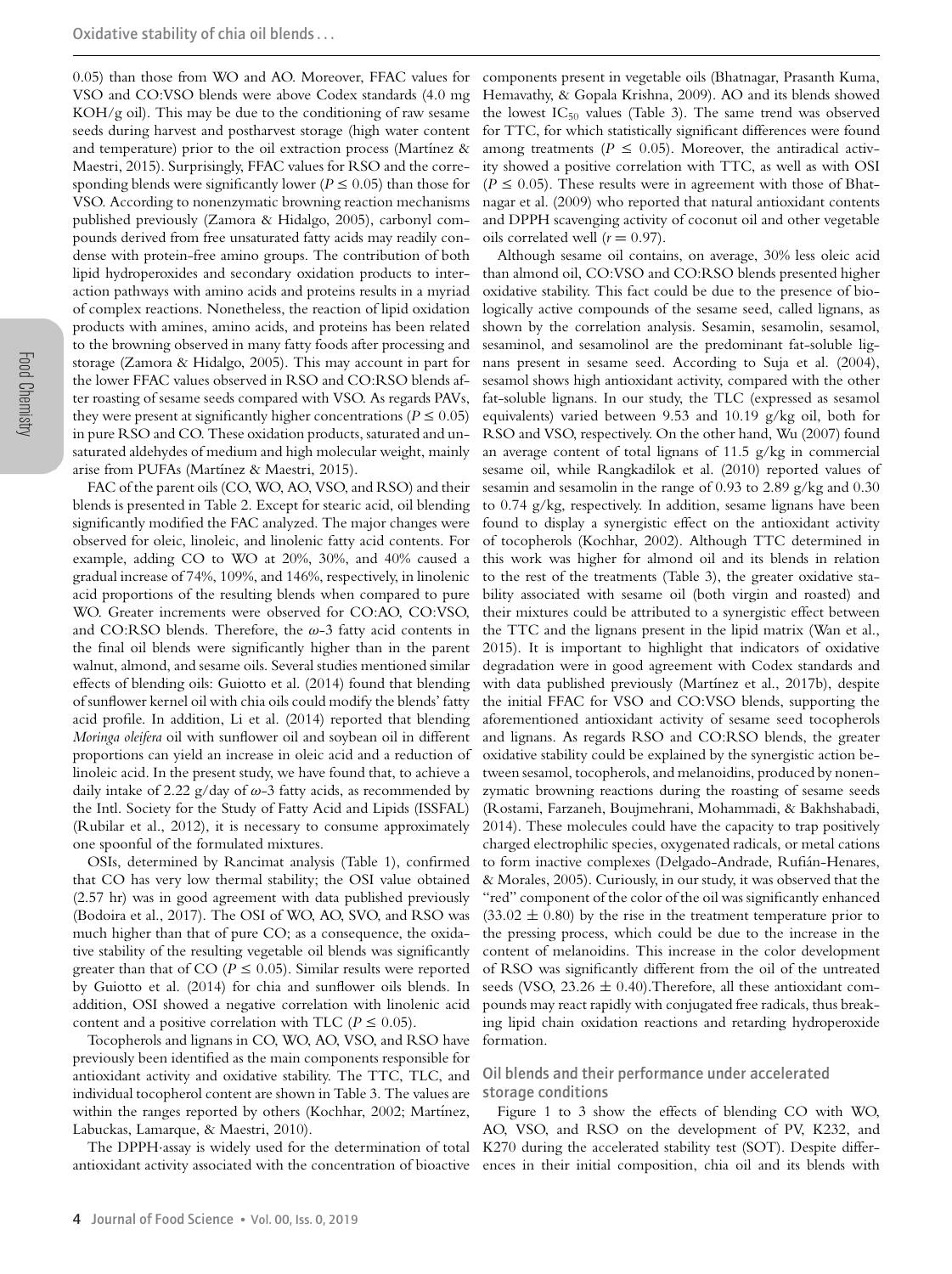0.05) than those from WO and AO. Moreover, FFAC values for VSO and CO:VSO blends were above Codex standards (4.0 mg KOH/g oil). This may be due to the conditioning of raw sesame seeds during harvest and postharvest storage (high water content and temperature) prior to the oil extraction process (Martínez & Maestri, 2015). Surprisingly, FFAC values for RSO and the corresponding blends were significantly lower ($P \leq 0.05$) than those for VSO. According to nonenzymatic browning reaction mechanisms published previously (Zamora & Hidalgo, 2005), carbonyl compounds derived from free unsaturated fatty acids may readily condense with protein-free amino groups. The contribution of both lipid hydroperoxides and secondary oxidation products to interaction pathways with amino acids and proteins results in a myriad of complex reactions. Nonetheless, the reaction of lipid oxidation products with amines, amino acids, and proteins has been related to the browning observed in many fatty foods after processing and storage (Zamora & Hidalgo, 2005). This may account in part for the lower FFAC values observed in RSO and CO:RSO blends after roasting of sesame seeds compared with VSO. As regards PAVs, they were present at significantly higher concentrations ($P \leq 0.05$) in pure RSO and CO. These oxidation products, saturated and unsaturated aldehydes of medium and high molecular weight, mainly arise from PUFAs (Martínez & Maestri, 2015).

FAC of the parent oils (CO, WO, AO, VSO, and RSO) and their blends is presented in Table 2. Except for stearic acid, oil blending significantly modified the FAC analyzed. The major changes were observed for oleic, linoleic, and linolenic fatty acid contents. For example, adding CO to WO at 20%, 30%, and 40% caused a gradual increase of 74%, 109%, and 146%, respectively, in linolenic acid proportions of the resulting blends when compared to pure WO. Greater increments were observed for CO:AO, CO:VSO, and CO:RSO blends. Therefore, the $\omega$-3 fatty acid contents in the final oil blends were significantly higher than in the parent walnut, almond, and sesame oils. Several studies mentioned similar effects of blending oils: Guiotto et al. (2014) found that blending of sunflower kernel oil with chia oils could modify the blends' fatty acid profile. In addition, Li et al. (2014) reported that blending *Moringa oleifera* oil with sunflower oil and soybean oil in different proportions can yield an increase in oleic acid and a reduction of linoleic acid. In the present study, we have found that, to achieve a daily intake of 2.22 g/day of $\omega$-3 fatty acids, as recommended by the Intl. Society for the Study of Fatty Acid and Lipids (ISSFAL) (Rubilar et al., 2012), it is necessary to consume approximately one spoonful of the formulated mixtures.

OSIs, determined by Rancimat analysis (Table 1), confirmed that CO has very low thermal stability; the OSI value obtained (2.57 hr) was in good agreement with data published previously (Bodoira et al., 2017). The OSI of WO, AO, SVO, and RSO was much higher than that of pure CO; as a consequence, the oxidative stability of the resulting vegetable oil blends was significantly greater than that of CO ($P \leq 0.05$). Similar results were reported by Guiotto et al. (2014) for chia and sunflower oils blends. In addition, OSI showed a negative correlation with linolenic acid content and a positive correlation with TLC ($P \leq 0.05$).

Tocopherols and lignans in CO, WO, AO, VSO, and RSO have previously been identified as the main components responsible for antioxidant activity and oxidative stability. The TTC, TLC, and individual tocopherol content are shown in Table 3. The values are within the ranges reported by others (Kochhar, 2002; Martínez, Labuckas, Lamarque, & Maestri, 2010).

The DPPH·assay is widely used for the determination of total antioxidant activity associated with the concentration of bioactive components present in vegetable oils (Bhatnagar, Prasanth Kuma, Hemavathy, & Gopala Krishna, 2009). AO and its blends showed the lowest $IC_{50}$ values (Table 3). The same trend was observed for TTC, for which statistically significant differences were found among treatments ($P \leq 0.05$). Moreover, the antiradical activity showed a positive correlation with TTC, as well as with OSI ($P \leq 0.05$). These results were in agreement with those of Bhatnagar et al. (2009) who reported that natural antioxidant contents and DPPH scavenging activity of coconut oil and other vegetable oils correlated well ($r = 0.97$).

Although sesame oil contains, on average, 30% less oleic acid than almond oil, CO:VSO and CO:RSO blends presented higher oxidative stability. This fact could be due to the presence of biologically active compounds of the sesame seed, called lignans, as shown by the correlation analysis. Sesamin, sesamolin, sesamol, sesaminol, and sesamolinol are the predominant fat-soluble lignans present in sesame seed. According to Suja et al. (2004), sesamol shows high antioxidant activity, compared with the other fat-soluble lignans. In our study, the TLC (expressed as sesamol equivalents) varied between 9.53 and 10.19 g/kg oil, both for RSO and VSO, respectively. On the other hand, Wu (2007) found an average content of total lignans of 11.5 g/kg in commercial sesame oil, while Rangkadilok et al. (2010) reported values of sesamin and sesamolin in the range of 0.93 to 2.89 g/kg and 0.30 to 0.74 g/kg, respectively. In addition, sesame lignans have been found to display a synergistic effect on the antioxidant activity of tocopherols (Kochhar, 2002). Although TTC determined in this work was higher for almond oil and its blends in relation to the rest of the treatments (Table 3), the greater oxidative stability associated with sesame oil (both virgin and roasted) and their mixtures could be attributed to a synergistic effect between the TTC and the lignans present in the lipid matrix (Wan et al., 2015). It is important to highlight that indicators of oxidative degradation were in good agreement with Codex standards and with data published previously (Martínez et al., 2017b), despite the initial FFAC for VSO and CO:VSO blends, supporting the aforementioned antioxidant activity of sesame seed tocopherols and lignans. As regards RSO and CO:RSO blends, the greater oxidative stability could be explained by the synergistic action between sesamol, tocopherols, and melanoidins, produced by nonenzymatic browning reactions during the roasting of sesame seeds (Rostami, Farzaneh, Boujmehrani, Mohammadi, & Bakhshabadi, 2014). These molecules could have the capacity to trap positively charged electrophilic species, oxygenated radicals, or metal cations to form inactive complexes (Delgado-Andrade, Rufián-Henares, & Morales, 2005). Curiously, in our study, it was observed that the "red" component of the color of the oil was significantly enhanced ($33.02 \pm 0.80$) by the rise in the treatment temperature prior to the pressing process, which could be due to the increase in the content of melanoidins. This increase in the color development of RSO was significantly different from the oil of the untreated seeds (VSO, $23.26 \pm 0.40$).Therefore, all these antioxidant compounds may react rapidly with conjugated free radicals, thus breaking lipid chain oxidation reactions and retarding hydroperoxide formation.

## Oil blends and their performance under accelerated storage conditions

Figure 1 to 3 show the effects of blending CO with WO, AO, VSO, and RSO on the development of PV, K232, and K270 during the accelerated stability test (SOT). Despite differences in their initial composition, chia oil and its blends with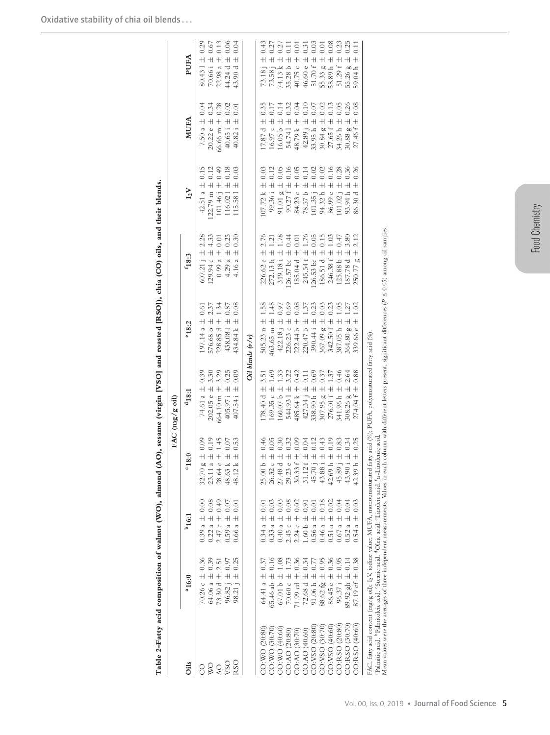**Table 2–Fatty acid composition of walnut (WO), almond (AO), sesame (virgin [VSO] and roasted [RSO]), chia (CO) oils, and their blends.**

| Oils | FAC (mg/g oil) | | | | | | | | |
|---|---|---|---|---|---|---|---|---|---|
| | [a]16:0 | [b]16:1 | [c]18:0 | [d]18:1 | [e]18:2 | [f]18:3 | $I_2V$ | MUFA | PUFA |
| CO | 70.26 c ± 0.36 | 0.39 a ± 0.00 | 32.70 g ± 0.09 | 74.61 a ± 0.39 | 197.14 a ± 0.61 | 607.21 j ± 2.28 | 42.51 a ± 0.15 | 7.50 a ± 0.04 | 80.43 l ± 0.29 |
| WO | 64.06 a ± 0.39 | 0.22 a ± 0.08 | 23.11 a ± 0.19 | 202.05 e ± 3.30 | 576.68 o ± 2.37 | 129.94 c ± 4.33 | 122.79 m ± 0.12 | 20.22 e ± 0.34 | 70.66 i ± 0.67 |
| AO | 73.30 d ± 2.51 | 2.47 c ± 0.49 | 28.64 e ± 1.45 | 664.10 m ± 3.29 | 228.85 d ± 1.34 | 0.99 a ± 0.01 | 101.46 j ± 0.49 | 66.66 m ± 0.28 | 22.98 a ± 0.13 |
| VSO | 96.82 j ± 0.97 | 0.59 a ± 0.07 | 48.63 k ± 0.07 | 405.97 i ± 0.25 | 438.08 l ± 0.87 | 4.29 a ± 0.25 | 116.02 l ± 0.18 | 40.65 i ± 0.02 | 44.24 d ± 0.06 |
| RSO | 98.21 j ± 0.25 | 0.66 a ± 0.01 | 48.12 k ± 0.53 | 407.54 i ± 0.09 | 434.84 k ± 0.08 | 4.16 a ± 0.30 | 115.58 l ± 0.03 | 40.82 i ± 0.01 | 43.90 d ± 0.04 |
| *Oil blends (v/v)* | | | | | | | | | |
| CO:WO (20:80) | 64.41 a ± 0.37 | 0.34 a ± 0.01 | 25.00 b ± 0.46 | 178.40 d ± 3.51 | 505.23 n ± 1.58 | 226.62 e ± 2.76 | 107.72 k ± 0.03 | 17.87 d ± 0.35 | 73.18 j ± 0.43 |
| CO:WO (30:70) | 65.46 ab ± 0.16 | 0.33 a ± 0.03 | 26.32 c ± 0.05 | 169.35 c ± 1.69 | 463.65 m ± 1.48 | 272.13 h ± 1.21 | 99.36 i ± 0.12 | 16.97 c ± 0.17 | 73.58 j ± 0.27 |
| CO:WO (40:60) | 67.01 b ± 1.08 | 0.40 a ± 0.03 | 27.48 d ± 0.30 | 160.07 b ± 1.33 | 422.18 j ± 0.97 | 319.18 i ± 1.78 | 91.01 g ± 0.05 | 16.05 b ± 0.14 | 74.13 k ± 0.27 |
| CO:AO (20:80) | 70.60 c ± 1.73 | 2.45 c ± 0.08 | 29.23 e ± 0.32 | 544.93 l ± 3.22 | 226.23 c ± 0.69 | 126.57 bc ± 0.44 | 90.27 f ± 0.16 | 54.74 l ± 0.32 | 35.28 b ± 0.11 |
| CO:AO (30:70) | 71.99 cd ± 0.36 | 2.24 c ± 0.02 | 30.33 f ± 0.09 | 485.64 k ± 0.42 | 222.44 b ± 0.08 | 185.04 d ± 0.01 | 84.23 c ± 0.05 | 48.79 k ± 0.04 | 40.75 c ± 0.01 |
| CO:AO (40:60) | 72.68 d ± 0.34 | 1.60 b ± 0.91 | 31.12 f ± 0.04 | 427.34 j ± 0.11 | 220.47 b ± 1.37 | 245.54 f ± 1.76 | 78.57 b ± 0.14 | 42.89 j ± 0.10 | 46.60 e ± 0.31 |
| CO:VSO (20:80) | 91.06 h ± 0.77 | 0.56 a ± 0.01 | 45.70 j ± 0.12 | 338.90 h ± 0.69 | 390.44 i ± 0.23 | 126.53 bc ± 0.05 | 101.35 j ± 0.02 | 33.95 h ± 0.07 | 51.70 f ± 0.03 |
| CO:VSO (30:70) | 88.62 fg ± 0.95 | 0.46 a ± 0.18 | 43.88 i ± 0.43 | 307.95 g ± 0.37 | 367.09 g ± 0.03 | 186.51 d ± 0.15 | 94.32 h ± 0.02 | 30.84 g ± 0.02 | 55.33 g ± 0.01 |
| CO:VSO (40:60) | 86.45 e ± 0.36 | 0.51 a ± 0.02 | 42.69 h ± 0.19 | 276.01 f ± 1.37 | 342.50 f ± 0.23 | 246.38 f ± 1.03 | 86.99 e ± 0.16 | 27.65 f ± 0.13 | 58.89 h ± 0.08 |
| CO:RSO (20:80) | 96.37 i ± 0.95 | 0.67 a ± 0.04 | 45.89 j ± 0.83 | 341.96 h ± 0.46 | 387.05 h ± 1.05 | 125.88 b ± 0.47 | 101.02 j ± 0.28 | 34.26 h ± 0.05 | 51.29 f ± 0.23 |
| CO:RSO (30:70) | 89.92 gh ± 0.14 | 0.52 a ± 0.04 | 43.90 i ± 0.34 | 308.26 g ± 2.64 | 364.80 g ± 1.27 | 187.78 d ± 3.80 | 93.94 h ± 0.36 | 30.88 g ± 0.26 | 55.26 g ± 0.25 |
| CO:RSO (40:60) | 87.19 ef ± 0.38 | 0.54 a ± 0.03 | 42.39 h ± 0.25 | 274.04 f ± 0.88 | 339.66 e ± 1.02 | 250.77 g ± 2.12 | 86.30 d ± 0.26 | 27.46 f ± 0.08 | 59.04 h ± 0.11 |

FAC, fatty acid content (mg/g oil); $I_2V$, iodine value; MUFA, monounsaturated fatty acid (%); PUFA, polyunsaturated fatty acid (%).
[a]Palmitic acid. [b]Palmitoleic acid. [c]Stearic acid. [d]Oleic acid. [e]Linoleic acid. [f]$\alpha$-Linolenic acid.
Mean values were the averages of three independent measurements. Values in each column with different letters present, significant differences ($P \le 0.05$) among oil samples.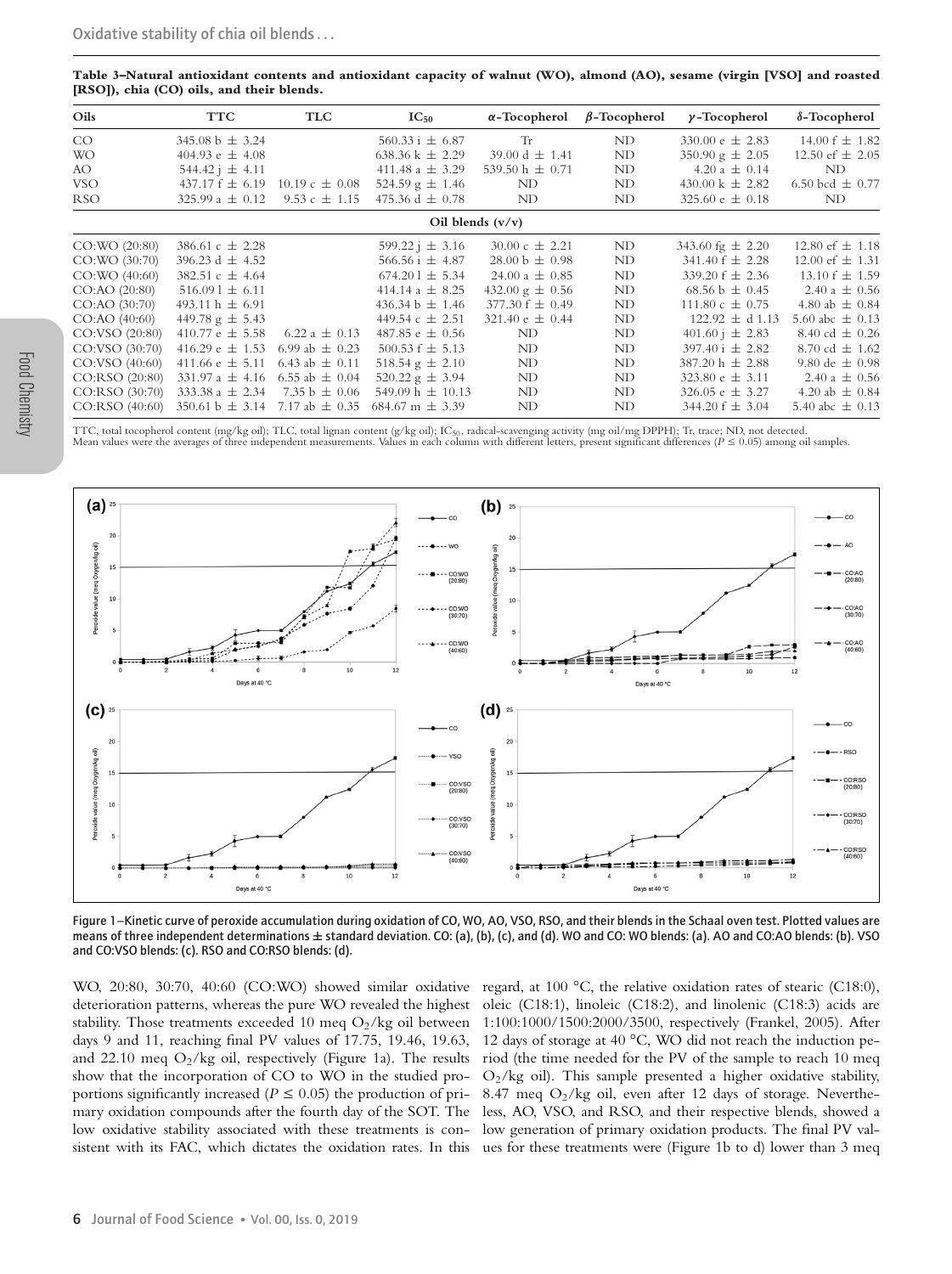**Table 3–Natural antioxidant contents and antioxidant capacity of walnut (WO), almond (AO), sesame (virgin [VSO] and roasted [RSO]), chia (CO) oils, and their blends.**

| Oils | TTC | TLC | $IC_{50}$ | α-Tocopherol | β-Tocopherol | γ-Tocopherol | δ-Tocopherol |
|---|---|---|---|---|---|---|---|
| CO | 345.08 b ± 3.24 | | 560.33 i ± 6.87 | Tr | ND | 330.00 e ± 2.83 | 14.00 f ± 1.82 |
| WO | 404.93 e ± 4.08 | | 638.36 k ± 2.29 | 39.00 d ± 1.41 | ND | 350.90 g ± 2.05 | 12.50 ef ± 2.05 |
| AO | 544.42 j ± 4.11 | | 411.48 a ± 3.29 | 539.50 h ± 0.71 | ND | 4.20 a ± 0.14 | ND |
| VSO | 437.17 f ± 6.19 | 10.19 c ± 0.08 | 524.59 g ± 1.46 | ND | ND | 430.00 k ± 2.82 | 6.50 bcd ± 0.77 |
| RSO | 325.99 a ± 0.12 | 9.53 c ± 1.15 | 475.36 d ± 0.78 | ND | ND | 325.60 e ± 0.18 | ND |
| **Oil blends (v/v)** | | | | | | | |
| CO:WO (20:80) | 386.61 c ± 2.28 | | 599.22 j ± 3.16 | 30.00 c ± 2.21 | ND | 343.60 fg ± 2.20 | 12.80 ef ± 1.18 |
| CO:WO (30:70) | 396.23 d ± 4.52 | | 566.56 i ± 4.87 | 28.00 b ± 0.98 | ND | 341.40 f ± 2.28 | 12.00 ef ± 1.31 |
| CO:WO (40:60) | 382.51 c ± 4.64 | | 674.20 l ± 5.34 | 24.00 a ± 0.85 | ND | 339.20 f ± 2.36 | 13.10 f ± 1.59 |
| CO:AO (20:80) | 516.09 l ± 6.11 | | 414.14 a ± 8.25 | 432.00 g ± 0.56 | ND | 68.56 b ± 0.45 | 2.40 a ± 0.56 |
| CO:AO (30:70) | 493.11 h ± 6.91 | | 436.34 b ± 1.46 | 377.30 f ± 0.49 | ND | 111.80 c ± 0.75 | 4.80 ab ± 0.84 |
| CO:AO (40:60) | 449.78 g ± 5.43 | | 449.54 c ± 2.51 | 321.40 e ± 0.44 | ND | 122.92 ± d 1.13 | 5.60 abc ± 0.13 |
| CO:VSO (20:80) | 410.77 e ± 5.58 | 6.22 a ± 0.13 | 487.85 e ± 0.56 | ND | ND | 401.60 j ± 2.83 | 8.40 cd ± 0.26 |
| CO:VSO (30:70) | 416.29 e ± 1.53 | 6.99 ab ± 0.23 | 500.53 f ± 5.13 | ND | ND | 397.40 i ± 2.82 | 8.70 cd ± 1.62 |
| CO:VSO (40:60) | 411.66 e ± 5.11 | 6.43 ab ± 0.11 | 518.54 g ± 2.10 | ND | ND | 387.20 h ± 2.88 | 9.80 de ± 0.98 |
| CO:RSO (20:80) | 331.97 a ± 4.16 | 6.55 ab ± 0.04 | 520.22 g ± 3.94 | ND | ND | 323.80 e ± 3.11 | 2.40 a ± 0.56 |
| CO:RSO (30:70) | 333.38 a ± 2.34 | 7.35 b ± 0.06 | 549.09 h ± 10.13 | ND | ND | 326.05 e ± 3.27 | 4.20 ab ± 0.84 |
| CO:RSO (40:60) | 350.61 b ± 3.14 | 7.17 ab ± 0.35 | 684.67 m ± 3.39 | ND | ND | 344.20 f ± 3.04 | 5.40 abc ± 0.13 |

TTC, total tocopherol content (mg/kg oil); TLC, total lignan content (g/kg oil); $IC_{50}$, radical-scavenging activity (mg oil/mg DPPH); Tr, trace; ND, not detected.
Mean values were the averages of three independent measurements. Values in each column with different letters, present significant differences ($P \leq 0.05$) among oil samples.

Figure 1–Kinetic curve of peroxide accumulation during oxidation of CO, WO, AO, VSO, RSO, and their blends in the Schaal oven test. Plotted values are means of three independent determinations ± standard deviation. CO: (a), (b), (c), and (d). WO and CO: WO blends: (a). AO and CO:AO blends: (b). VSO and CO:VSO blends: (c). RSO and CO:RSO blends: (d).

WO, 20:80, 30:70, 40:60 (CO:WO) showed similar oxidative deterioration patterns, whereas the pure WO revealed the highest stability. Those treatments exceeded 10 meq $O_2$/kg oil between days 9 and 11, reaching final PV values of 17.75, 19.46, 19.63, and 22.10 meq $O_2$/kg oil, respectively (Figure 1a). The results show that the incorporation of CO to WO in the studied proportions significantly increased ($P \leq 0.05$) the production of primary oxidation compounds after the fourth day of the SOT. The low oxidative stability associated with these treatments is consistent with its FAC, which dictates the oxidation rates. In this regard, at 100 °C, the relative oxidation rates of stearic (C18:0), oleic (C18:1), linoleic (C18:2), and linolenic (C18:3) acids are 1:100:1000/1500:2000/3500, respectively (Frankel, 2005). After 12 days of storage at 40 °C, WO did not reach the induction period (the time needed for the PV of the sample to reach 10 meq $O_2$/kg oil). This sample presented a higher oxidative stability, 8.47 meq $O_2$/kg oil, even after 12 days of storage. Nevertheless, AO, VSO, and RSO, and their respective blends, showed a low generation of primary oxidation products. The final PV values for these treatments were (Figure 1b to d) lower than 3 meq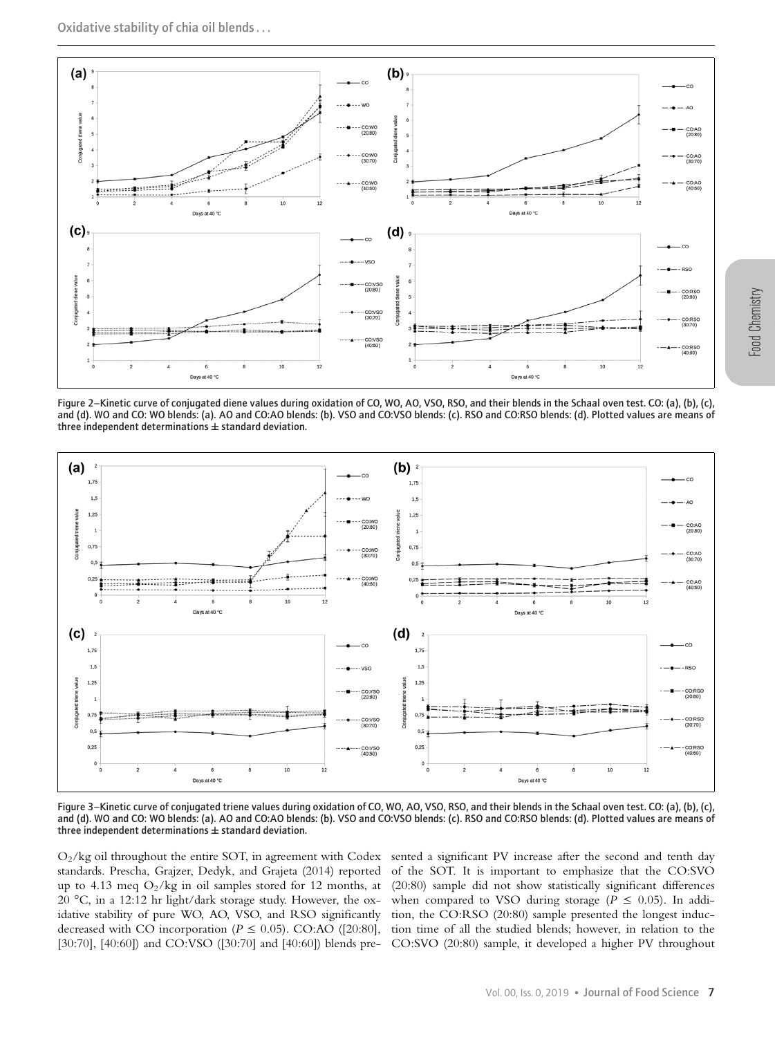Figure 2–Kinetic curve of conjugated diene values during oxidation of CO, WO, AO, VSO, RSO, and their blends in the Schaal oven test. CO: (a), (b), (c), and (d). WO and CO: WO blends: (a). AO and CO:AO blends: (b). VSO and CO:VSO blends: (c). RSO and CO:RSO blends: (d). Plotted values are means of three independent determinations ± standard deviation.

Figure 3–Kinetic curve of conjugated triene values during oxidation of CO, WO, AO, VSO, RSO, and their blends in the Schaal oven test. CO: (a), (b), (c), and (d). WO and CO: WO blends: (a). AO and CO:AO blends: (b). VSO and CO:VSO blends: (c). RSO and CO:RSO blends: (d). Plotted values are means of three independent determinations ± standard deviation.

$O_2$/kg oil throughout the entire SOT, in agreement with Codex standards. Prescha, Grajzer, Dedyk, and Grajeta (2014) reported up to 4.13 meq $O_2$/kg in oil samples stored for 12 months, at 20 °C, in a 12:12 hr light/dark storage study. However, the oxidative stability of pure WO, AO, VSO, and RSO significantly decreased with CO incorporation ($P \leq 0.05$). CO:AO ([20:80], [30:70], [40:60]) and CO:VSO ([30:70] and [40:60]) blends presented a significant PV increase after the second and tenth day of the SOT. It is important to emphasize that the CO:SVO (20:80) sample did not show statistically significant differences when compared to VSO during storage ($P \leq 0.05$). In addition, the CO:RSO (20:80) sample presented the longest induction time of all the studied blends; however, in relation to the CO:SVO (20:80) sample, it developed a higher PV throughout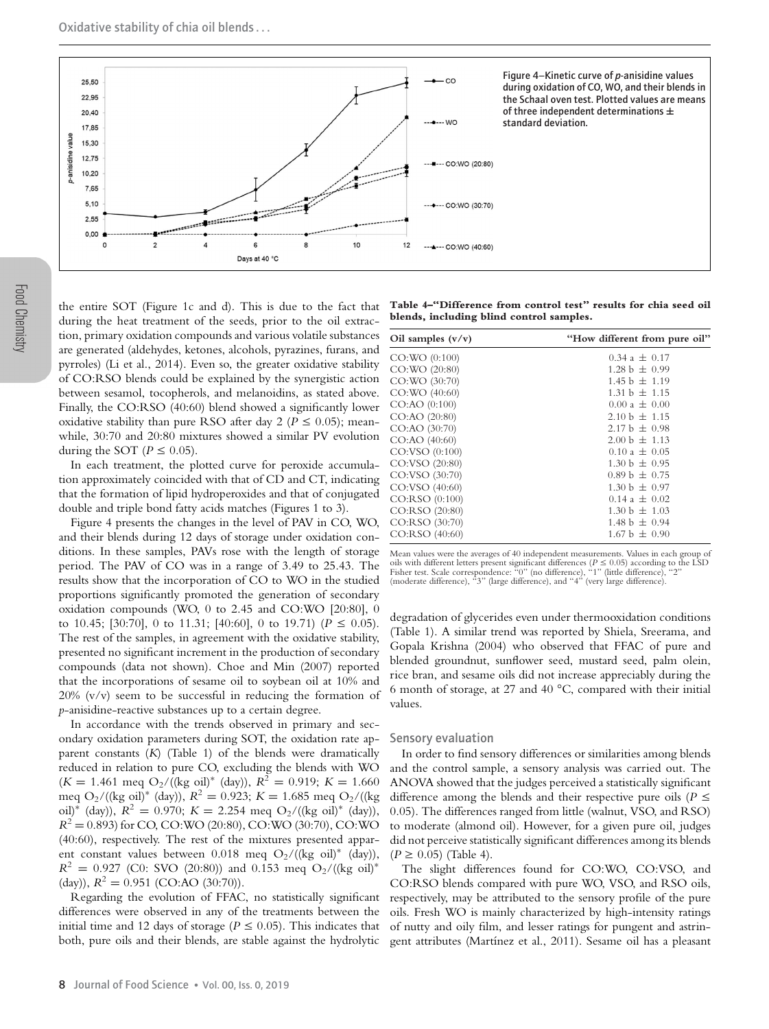Figure 4–Kinetic curve of *p*-anisidine values during oxidation of CO, WO, and their blends in the Schaal oven test. Plotted values are means of three independent determinations ± standard deviation.

the entire SOT (Figure 1c and d). This is due to the fact that during the heat treatment of the seeds, prior to the oil extraction, primary oxidation compounds and various volatile substances are generated (aldehydes, ketones, alcohols, pyrazines, furans, and pyrroles) (Li et al., 2014). Even so, the greater oxidative stability of CO:RSO blends could be explained by the synergistic action between sesamol, tocopherols, and melanoidins, as stated above. Finally, the CO:RSO (40:60) blend showed a significantly lower oxidative stability than pure RSO after day 2 ($P \leq 0.05$); meanwhile, 30:70 and 20:80 mixtures showed a similar PV evolution during the SOT ($P \leq 0.05$).

In each treatment, the plotted curve for peroxide accumulation approximately coincided with that of CD and CT, indicating that the formation of lipid hydroperoxides and that of conjugated double and triple bond fatty acids matches (Figures 1 to 3).

Figure 4 presents the changes in the level of PAV in CO, WO, and their blends during 12 days of storage under oxidation conditions. In these samples, PAVs rose with the length of storage period. The PAV of CO was in a range of 3.49 to 25.43. The results show that the incorporation of CO to WO in the studied proportions significantly promoted the generation of secondary oxidation compounds (WO, 0 to 2.45 and CO:WO [20:80], 0 to 10.45; [30:70], 0 to 11.31; [40:60], 0 to 19.71) ($P \leq 0.05$). The rest of the samples, in agreement with the oxidative stability, presented no significant increment in the production of secondary compounds (data not shown). Choe and Min (2007) reported that the incorporations of sesame oil to soybean oil at 10% and 20% (v/v) seem to be successful in reducing the formation of *p*-anisidine-reactive substances up to a certain degree.

In accordance with the trends observed in primary and secondary oxidation parameters during SOT, the oxidation rate apparent constants ($K$) (Table 1) of the blends were dramatically reduced in relation to pure CO, excluding the blends with WO ($K = 1.461$ meq $O_2$/((kg oil)* (day)), $R^2 = 0.919$; $K = 1.660$ meq $O_2$/((kg oil)* (day)), $R^2 = 0.923$; $K = 1.685$ meq $O_2$/((kg oil)* (day)), $R^2 = 0.970$; $K = 2.254$ meq $O_2$/((kg oil)* (day)), $R^2 = 0.893$) for CO, CO:WO (20:80), CO:WO (30:70), CO:WO (40:60), respectively. The rest of the mixtures presented apparent constant values between 0.018 meq $O_2$/((kg oil)* (day)), $R^2 = 0.927$ (C0: SVO (20:80)) and 0.153 meq $O_2$/((kg oil)* (day)), $R^2 = 0.951$ (CO:AO (30:70)).

Regarding the evolution of FFAC, no statistically significant differences were observed in any of the treatments between the initial time and 12 days of storage ($P \leq 0.05$). This indicates that both, pure oils and their blends, are stable against the hydrolytic degradation of glycerides even under thermooxidation conditions (Table 1). A similar trend was reported by Shiela, Sreerama, and Gopala Krishna (2004) who observed that FFAC of pure and blended groundnut, sunflower seed, mustard seed, palm olein, rice bran, and sesame oils did not increase appreciably during the 6 month of storage, at 27 and 40 °C, compared with their initial values.

**Table 4–"Difference from control test" results for chia seed oil blends, including blind control samples.**

| Oil samples (v/v) | "How different from pure oil" |
|---|---|
| CO:WO (0:100) | 0.34 a ± 0.17 |
| CO:WO (20:80) | 1.28 b ± 0.99 |
| CO:WO (30:70) | 1.45 b ± 1.19 |
| CO:WO (40:60) | 1.31 b ± 1.15 |
| CO:AO (0:100) | 0.00 a ± 0.00 |
| CO:AO (20:80) | 2.10 b ± 1.15 |
| CO:AO (30:70) | 2.17 b ± 0.98 |
| CO:AO (40:60) | 2.00 b ± 1.13 |
| CO:VSO (0:100) | 0.10 a ± 0.05 |
| CO:VSO (20:80) | 1.30 b ± 0.95 |
| CO:VSO (30:70) | 0.89 b ± 0.75 |
| CO:VSO (40:60) | 1.30 b ± 0.97 |
| CO:RSO (0:100) | 0.14 a ± 0.02 |
| CO:RSO (20:80) | 1.30 b ± 1.03 |
| CO:RSO (30:70) | 1.48 b ± 0.94 |
| CO:RSO (40:60) | 1.67 b ± 0.90 |

Mean values were the averages of 40 independent measurements. Values in each group of oils with different letters present significant differences ($P \leq 0.05$) according to the LSD Fisher test. Scale correspondence: "0" (no difference), "1" (little difference), "2" (moderate difference), "3" (large difference), and "4" (very large difference).

### Sensory evaluation

In order to find sensory differences or similarities among blends and the control sample, a sensory analysis was carried out. The ANOVA showed that the judges perceived a statistically significant difference among the blends and their respective pure oils ($P \leq 0.05$). The differences ranged from little (walnut, VSO, and RSO) to moderate (almond oil). However, for a given pure oil, judges did not perceive statistically significant differences among its blends ($P \geq 0.05$) (Table 4).

The slight differences found for CO:WO, CO:VSO, and CO:RSO blends compared with pure WO, VSO, and RSO oils, respectively, may be attributed to the sensory profile of the pure oils. Fresh WO is mainly characterized by high-intensity ratings of nutty and oily film, and lesser ratings for pungent and astringent attributes (Martínez et al., 2011). Sesame oil has a pleasant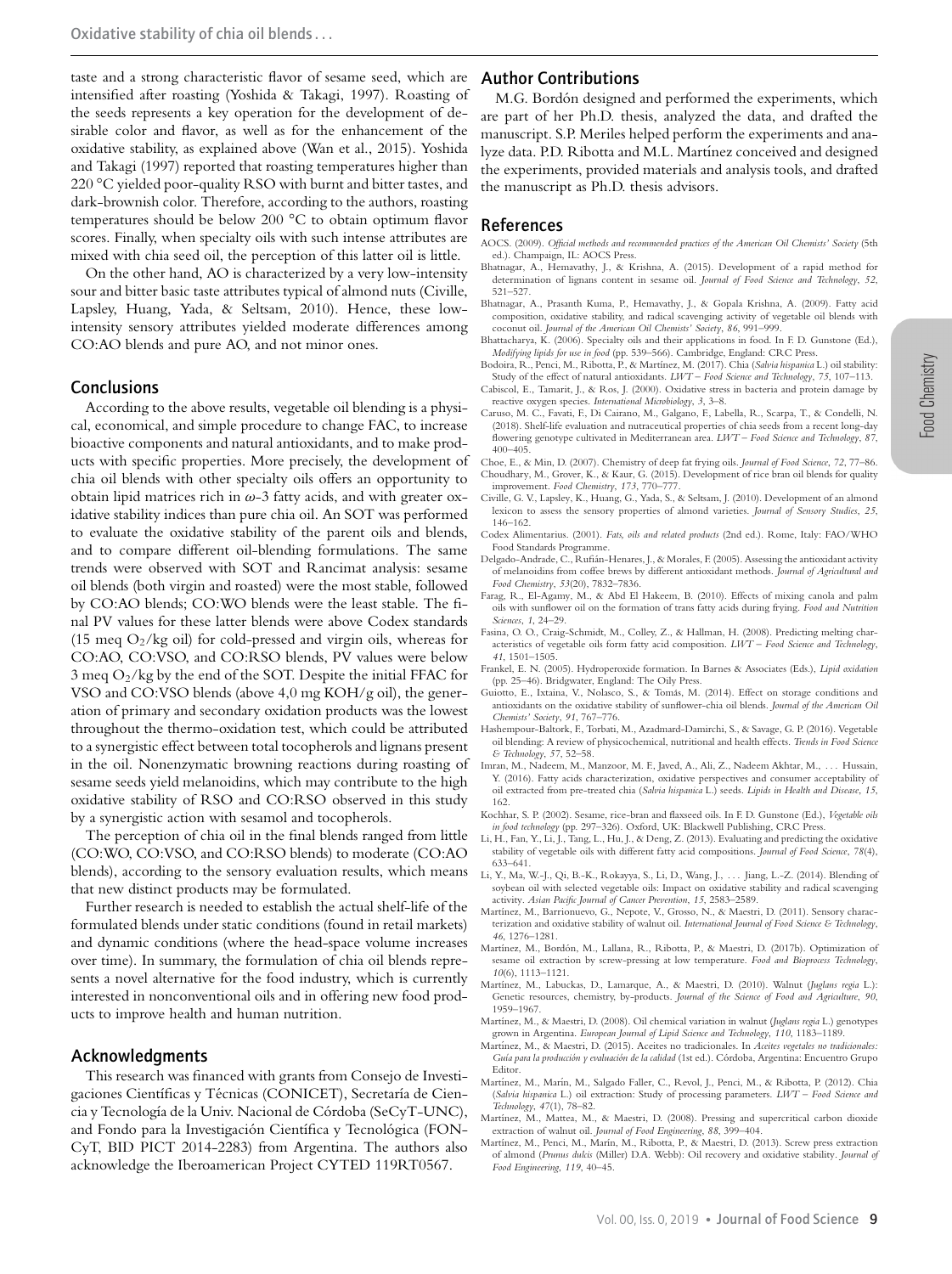taste and a strong characteristic flavor of sesame seed, which are intensified after roasting (Yoshida & Takagi, 1997). Roasting of the seeds represents a key operation for the development of desirable color and flavor, as well as for the enhancement of the oxidative stability, as explained above (Wan et al., 2015). Yoshida and Takagi (1997) reported that roasting temperatures higher than 220 °C yielded poor-quality RSO with burnt and bitter tastes, and dark-brownish color. Therefore, according to the authors, roasting temperatures should be below 200 °C to obtain optimum flavor scores. Finally, when specialty oils with such intense attributes are mixed with chia seed oil, the perception of this latter oil is little.

On the other hand, AO is characterized by a very low-intensity sour and bitter basic taste attributes typical of almond nuts (Civille, Lapsley, Huang, Yada, & Seltsam, 2010). Hence, these low-intensity sensory attributes yielded moderate differences among CO:AO blends and pure AO, and not minor ones.

## Conclusions

According to the above results, vegetable oil blending is a physical, economical, and simple procedure to change FAC, to increase bioactive components and natural antioxidants, and to make products with specific properties. More precisely, the development of chia oil blends with other specialty oils offers an opportunity to obtain lipid matrices rich in $\omega$-3 fatty acids, and with greater oxidative stability indices than pure chia oil. An SOT was performed to evaluate the oxidative stability of the parent oils and blends, and to compare different oil-blending formulations. The same trends were observed with SOT and Rancimat analysis: sesame oil blends (both virgin and roasted) were the most stable, followed by CO:AO blends; CO:WO blends were the least stable. The final PV values for these latter blends were above Codex standards (15 meq $O_2$/kg oil) for cold-pressed and virgin oils, whereas for CO:AO, CO:VSO, and CO:RSO blends, PV values were below 3 meq $O_2$/kg by the end of the SOT. Despite the initial FFAC for VSO and CO:VSO blends (above 4,0 mg KOH/g oil), the generation of primary and secondary oxidation products was the lowest throughout the thermo-oxidation test, which could be attributed to a synergistic effect between total tocopherols and lignans present in the oil. Nonenzymatic browning reactions during roasting of sesame seeds yield melanoidins, which may contribute to the high oxidative stability of RSO and CO:RSO observed in this study by a synergistic action with sesamol and tocopherols.

The perception of chia oil in the final blends ranged from little (CO:WO, CO:VSO, and CO:RSO blends) to moderate (CO:AO blends), according to the sensory evaluation results, which means that new distinct products may be formulated.

Further research is needed to establish the actual shelf-life of the formulated blends under static conditions (found in retail markets) and dynamic conditions (where the head-space volume increases over time). In summary, the formulation of chia oil blends represents a novel alternative for the food industry, which is currently interested in nonconventional oils and in offering new food products to improve health and human nutrition.

## Acknowledgments

This research was financed with grants from Consejo de Investigaciones Científicas y Técnicas (CONICET), Secretaría de Ciencia y Tecnología de la Univ. Nacional de Córdoba (SeCyT-UNC), and Fondo para la Investigación Científica y Tecnológica (FONCyT, BID PICT 2014-2283) from Argentina. The authors also acknowledge the Iberoamerican Project CYTED 119RT0567.

## Author Contributions

M.G. Bordón designed and performed the experiments, which are part of her Ph.D. thesis, analyzed the data, and drafted the manuscript. S.P. Meriles helped perform the experiments and analyze data. P.D. Ribotta and M.L. Martínez conceived and designed the experiments, provided materials and analysis tools, and drafted the manuscript as Ph.D. thesis advisors.

## References

AOCS. (2009). *Official methods and recommended practices of the American Oil Chemists' Society* (5th ed.). Champaign, IL: AOCS Press.

Bhatnagar, A., Hemavathy, J., & Krishna, A. (2015). Development of a rapid method for determination of lignans content in sesame oil. *Journal of Food Science and Technology*, *52*, 521–527.

Bhatnagar, A., Prasanth Kuma, P., Hemavathy, J., & Gopala Krishna, A. (2009). Fatty acid composition, oxidative stability, and radical scavenging activity of vegetable oil blends with coconut oil. *Journal of the American Oil Chemists' Society*, *86*, 991–999.

Bhattacharya, K. (2006). Specialty oils and their applications in food. In F. D. Gunstone (Ed.), *Modifying lipids for use in food* (pp. 539–566). Cambridge, England: CRC Press.

Bodoira, R., Penci, M., Ribotta, P., & Martínez, M. (2017). Chia (*Salvia hispanica* L.) oil stability: Study of the effect of natural antioxidants. *LWT – Food Science and Technology*, *75*, 107–113.

Cabiscol, E., Tamarit, J., & Ros, J. (2000). Oxidative stress in bacteria and protein damage by reactive oxygen species. *International Microbiology*, *3*, 3–8.

Caruso, M. C., Favati, F., Di Cairano, M., Galgano, F., Labella, R., Scarpa, T., & Condelli, N. (2018). Shelf-life evaluation and nutraceutical properties of chia seeds from a recent long-day flowering genotype cultivated in Mediterranean area. *LWT – Food Science and Technology*, *87*, 400–405.

Choe, E., & Min, D. (2007). Chemistry of deep fat frying oils. *Journal of Food Science*, *72*, 77–86.

Choudhary, M., Grover, K., & Kaur, G. (2015). Development of rice bran oil blends for quality improvement. *Food Chemistry*, *173*, 770–777.

Civille, G. V., Lapsley, K., Huang, G., Yada, S., & Seltsam, J. (2010). Development of an almond lexicon to assess the sensory properties of almond varieties. *Journal of Sensory Studies*, *25*, 146–162.

Codex Alimentarius. (2001). *Fats, oils and related products* (2nd ed.). Rome, Italy: FAO/WHO Food Standards Programme.

Delgado-Andrade, C., Rufián-Henares, J., & Morales, F. (2005). Assessing the antioxidant activity of melanoidins from coffee brews by different antioxidant methods. *Journal of Agricultural and Food Chemistry*, *53*(20), 7832–7836.

Farag, R., El-Agamy, M., & Abd El Hakeem, B. (2010). Effects of mixing canola and palm oils with sunflower oil on the formation of trans fatty acids during frying. *Food and Nutrition Sciences*, *1*, 24–29.

Fasina, O. O., Craig-Schmidt, M., Colley, Z., & Hallman, H. (2008). Predicting melting characteristics of vegetable oils form fatty acid composition. *LWT – Food Science and Technology*, *41*, 1501–1505.

Frankel, E. N. (2005). Hydroperoxide formation. In Barnes & Associates (Eds.), *Lipid oxidation* (pp. 25–46). Bridgwater, England: The Oily Press.

Guiotto, E., Ixtaina, V., Nolasco, S., & Tomás, M. (2014). Effect on storage conditions and antioxidants on the oxidative stability of sunflower-chia oil blends. *Journal of the American Oil Chemists' Society*, *91*, 767–776.

Hashempour-Baltork, F., Torbati, M., Azadmard-Damirchi, S., & Savage, G. P. (2016). Vegetable oil blending: A review of physicochemical, nutritional and health effects. *Trends in Food Science & Technology*, *57*, 52–58.

Imran, M., Nadeem, M., Manzoor, M. F., Javed, A., Ali, Z., Nadeem Akhtar, M., ... Hussain, Y. (2016). Fatty acids characterization, oxidative perspectives and consumer acceptability of oil extracted from pre-treated chia (*Salvia hispanica* L.) seeds. *Lipids in Health and Disease*, *15*, 162.

Kochhar, S. P. (2002). Sesame, rice-bran and flaxseed oils. In F. D. Gunstone (Ed.), *Vegetable oils in food technology* (pp. 297–326). Oxford, UK: Blackwell Publishing, CRC Press.

Li, H., Fan, Y., Li, J., Tang, L., Hu, J., & Deng, Z. (2013). Evaluating and predicting the oxidative stability of vegetable oils with different fatty acid compositions. *Journal of Food Science*, *78*(4), 633–641.

Li, Y., Ma, W.-J., Qi, B.-K., Rokayya, S., Li, D., Wang, J., ... Jiang, L.-Z. (2014). Blending of soybean oil with selected vegetable oils: Impact on oxidative stability and radical scavenging activity. *Asian Pacific Journal of Cancer Prevention*, *15*, 2583–2589.

Martínez, M., Barrionuevo, G., Nepote, V., Grosso, N., & Maestri, D. (2011). Sensory characterization and oxidative stability of walnut oil. *International Journal of Food Science & Technology*, *46*, 1276–1281.

Martínez, M., Bordón, M., Lallana, R., Ribotta, P., & Maestri, D. (2017b). Optimization of sesame oil extraction by screw-pressing at low temperature. *Food and Bioprocess Technology*, *10*(6), 1113–1121.

Martínez, M., Labuckas, D., Lamarque, A., & Maestri, D. (2010). Walnut (*Juglans regia* L.): Genetic resources, chemistry, by-products. *Journal of the Science of Food and Agriculture*, *90*, 1959–1967.

Martínez, M., & Maestri, D. (2008). Oil chemical variation in walnut (*Juglans regia* L.) genotypes grown in Argentina. *European Journal of Lipid Science and Technology*, *110*, 1183–1189.

Martínez, M., & Maestri, D. (2015). Aceites no tradicionales. In *Aceites vegetales no tradicionales: Guía para la producción y evaluación de la calidad* (1st ed.). Córdoba, Argentina: Encuentro Grupo Editor.

Martínez, M., Marín, M., Salgado Faller, C., Revol, J., Penci, M., & Ribotta, P. (2012). Chia (*Salvia hispanica* L.) oil extraction: Study of processing parameters. *LWT – Food Science and Technology*, *47*(1), 78–82.

Martínez, M., Mattea, M., & Maestri, D. (2008). Pressing and supercritical carbon dioxide extraction of walnut oil. *Journal of Food Engineering*, *88*, 399–404.

Martínez, M., Penci, M., Marín, M., Ribotta, P., & Maestri, D. (2013). Screw press extraction of almond (*Prunus dulcis* (Miller) D.A. Webb): Oil recovery and oxidative stability. *Journal of Food Engineering*, *119*, 40–45.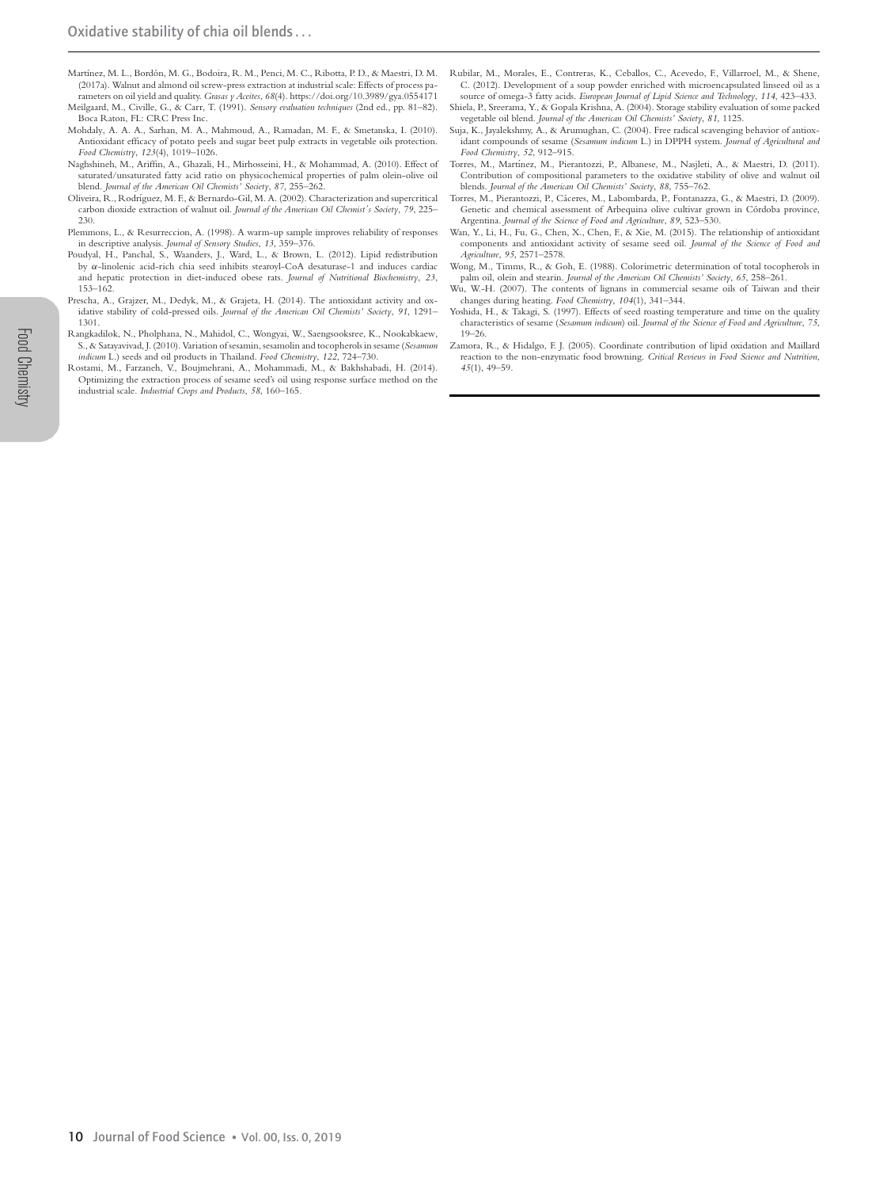Martínez, M. L., Bordón, M. G., Bodoira, R. M., Penci, M. C., Ribotta, P. D., & Maestri, D. M. (2017a). Walnut and almond oil screw-press extraction at industrial scale: Effects of process parameters on oil yield and quality. *Grasas y Aceites*, *68*(4). https://doi.org/10.3989/gya.0554171

Meilgaard, M., Civille, G., & Carr, T. (1991). *Sensory evaluation techniques* (2nd ed., pp. 81–82). Boca Raton, FL: CRC Press Inc.

Mohdaly, A. A. A., Sarhan, M. A., Mahmoud, A., Ramadan, M. F., & Smetanska, I. (2010). Antioxidant efficacy of potato peels and sugar beet pulp extracts in vegetable oils protection. *Food Chemistry*, *123*(4), 1019–1026.

Naghshineh, M., Ariffin, A., Ghazali, H., Mirhosseini, H., & Mohammad, A. (2010). Effect of saturated/unsaturated fatty acid ratio on physicochemical properties of palm olein-olive oil blend. *Journal of the American Oil Chemists' Society*, *87*, 255–262.

Oliveira, R., Rodríguez, M. F., & Bernardo-Gil, M. A. (2002). Characterization and supercritical carbon dioxide extraction of walnut oil. *Journal of the American Oil Chemist's Society*, *79*, 225–230.

Plemmons, L., & Resurreccion, A. (1998). A warm-up sample improves reliability of responses in descriptive analysis. *Journal of Sensory Studies*, *13*, 359–376.

Poudyal, H., Panchal, S., Waanders, J., Ward, L., & Brown, L. (2012). Lipid redistribution by $\alpha$-linolenic acid-rich chia seed inhibits stearoyl-CoA desaturase-1 and induces cardiac and hepatic protection in diet-induced obese rats. *Journal of Nutritional Biochemistry*, *23*, 153–162.

Prescha, A., Grajzer, M., Dedyk, M., & Grajeta, H. (2014). The antioxidant activity and oxidative stability of cold-pressed oils. *Journal of the American Oil Chemists' Society*, *91*, 1291–1301.

Rangkadilok, N., Pholphana, N., Mahidol, C., Wongyai, W., Saengsooksree, K., Nookabkaew, S., & Satayavivad, J. (2010). Variation of sesamin, sesamolin and tocopherols in sesame (*Sesamum indicum* L.) seeds and oil products in Thailand. *Food Chemistry*, *122*, 724–730.

Rostami, M., Farzaneh, V., Boujmehrani, A., Mohammadi, M., & Bakhshabadi, H. (2014). Optimizing the extraction process of sesame seed's oil using response surface method on the industrial scale. *Industrial Crops and Products*, *58*, 160–165.

Rubilar, M., Morales, E., Contreras, K., Ceballos, C., Acevedo, F., Villarroel, M., & Shene, C. (2012). Development of a soup powder enriched with microencapsulated linseed oil as a source of omega-3 fatty acids. *European Journal of Lipid Science and Technology*, *114*, 423–433.

Shiela, P., Sreerama, Y., & Gopala Krishna, A. (2004). Storage stability evaluation of some packed vegetable oil blend. *Journal of the American Oil Chemists' Society*, *81*, 1125.

Suja, K., Jayalekshmy, A., & Arumughan, C. (2004). Free radical scavenging behavior of antioxidant compounds of sesame (*Sesamum indicum* L.) in DPPH system. *Journal of Agricultural and Food Chemistry*, *52*, 912–915.

Torres, M., Martínez, M., Pierantozzi, P., Albanese, M., Nasjleti, A., & Maestri, D. (2011). Contribution of compositional parameters to the oxidative stability of olive and walnut oil blends. *Journal of the American Oil Chemists' Society*, *88*, 755–762.

Torres, M., Pierantozzi, P., Cáceres, M., Labombarda, P., Fontanazza, G., & Maestri, D. (2009). Genetic and chemical assessment of Arbequina olive cultivar grown in Córdoba province, Argentina. *Journal of the Science of Food and Agriculture*, *89*, 523–530.

Wan, Y., Li, H., Fu, G., Chen, X., Chen, F., & Xie, M. (2015). The relationship of antioxidant components and antioxidant activity of sesame seed oil. *Journal of the Science of Food and Agriculture*, *95*, 2571–2578.

Wong, M., Timms, R., & Goh, E. (1988). Colorimetric determination of total tocopherols in palm oil, olein and stearin. *Journal of the American Oil Chemists' Society*, *65*, 258–261.

Wu, W.-H. (2007). The contents of lignans in commercial sesame oils of Taiwan and their changes during heating. *Food Chemistry*, *104*(1), 341–344.

Yoshida, H., & Takagi, S. (1997). Effects of seed roasting temperature and time on the quality characteristics of sesame (*Sesamum indicum*) oil. *Journal of the Science of Food and Agriculture*, *75*, 19–26.

Zamora, R., & Hidalgo, F. J. (2005). Coordinate contribution of lipid oxidation and Maillard reaction to the non-enzymatic food browning. *Critical Reviews in Food Science and Nutrition*, *45*(1), 49–59.